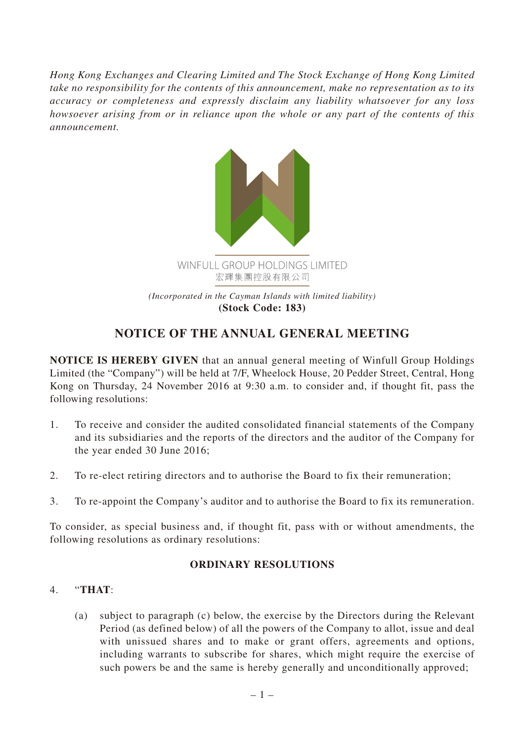*Hong Kong Exchanges and Clearing Limited and The Stock Exchange of Hong Kong Limited take no responsibility for the contents of this announcement, make no representation as to its accuracy or completeness and expressly disclaim any liability whatsoever for any loss howsoever arising from or in reliance upon the whole or any part of the contents of this announcement.*

WINFULL GROUP HOLDINGS LIMITED
宏輝集團控股有限公司

*(Incorporated in the Cayman Islands with limited liability)*
**(Stock Code: 183)**

# NOTICE OF THE ANNUAL GENERAL MEETING

**NOTICE IS HEREBY GIVEN** that an annual general meeting of Winfull Group Holdings Limited (the "Company") will be held at 7/F, Wheelock House, 20 Pedder Street, Central, Hong Kong on Thursday, 24 November 2016 at 9:30 a.m. to consider and, if thought fit, pass the following resolutions:

1. To receive and consider the audited consolidated financial statements of the Company and its subsidiaries and the reports of the directors and the auditor of the Company for the year ended 30 June 2016;

2. To re-elect retiring directors and to authorise the Board to fix their remuneration;

3. To re-appoint the Company's auditor and to authorise the Board to fix its remuneration.

To consider, as special business and, if thought fit, pass with or without amendments, the following resolutions as ordinary resolutions:

**ORDINARY RESOLUTIONS**

4. "**THAT**:

   (a) subject to paragraph (c) below, the exercise by the Directors during the Relevant Period (as defined below) of all the powers of the Company to allot, issue and deal with unissued shares and to make or grant offers, agreements and options, including warrants to subscribe for shares, which might require the exercise of such powers be and the same is hereby generally and unconditionally approved;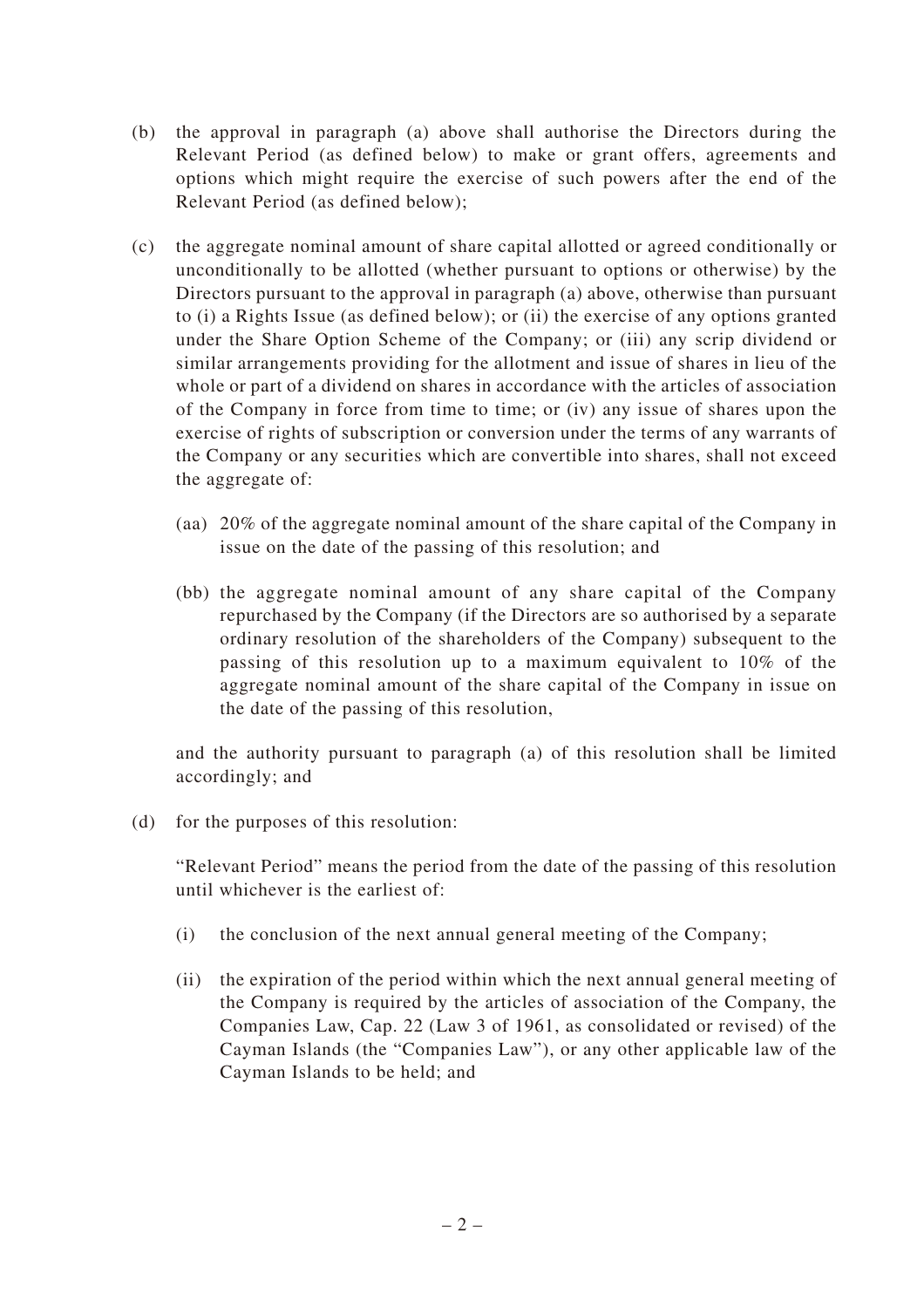(b) the approval in paragraph (a) above shall authorise the Directors during the Relevant Period (as defined below) to make or grant offers, agreements and options which might require the exercise of such powers after the end of the Relevant Period (as defined below);

(c) the aggregate nominal amount of share capital allotted or agreed conditionally or unconditionally to be allotted (whether pursuant to options or otherwise) by the Directors pursuant to the approval in paragraph (a) above, otherwise than pursuant to (i) a Rights Issue (as defined below); or (ii) the exercise of any options granted under the Share Option Scheme of the Company; or (iii) any scrip dividend or similar arrangements providing for the allotment and issue of shares in lieu of the whole or part of a dividend on shares in accordance with the articles of association of the Company in force from time to time; or (iv) any issue of shares upon the exercise of rights of subscription or conversion under the terms of any warrants of the Company or any securities which are convertible into shares, shall not exceed the aggregate of:

   (aa) 20% of the aggregate nominal amount of the share capital of the Company in issue on the date of the passing of this resolution; and

   (bb) the aggregate nominal amount of any share capital of the Company repurchased by the Company (if the Directors are so authorised by a separate ordinary resolution of the shareholders of the Company) subsequent to the passing of this resolution up to a maximum equivalent to 10% of the aggregate nominal amount of the share capital of the Company in issue on the date of the passing of this resolution,

   and the authority pursuant to paragraph (a) of this resolution shall be limited accordingly; and

(d) for the purposes of this resolution:

   "Relevant Period" means the period from the date of the passing of this resolution until whichever is the earliest of:

   (i) the conclusion of the next annual general meeting of the Company;

   (ii) the expiration of the period within which the next annual general meeting of the Company is required by the articles of association of the Company, the Companies Law, Cap. 22 (Law 3 of 1961, as consolidated or revised) of the Cayman Islands (the "Companies Law"), or any other applicable law of the Cayman Islands to be held; and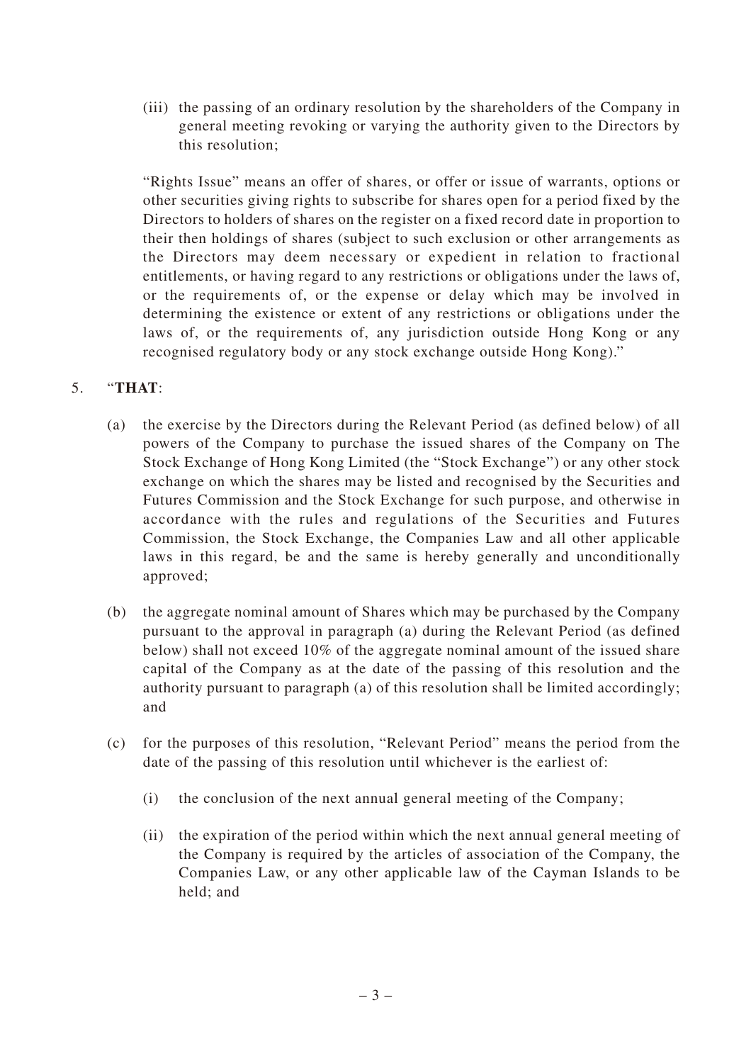(iii) the passing of an ordinary resolution by the shareholders of the Company in general meeting revoking or varying the authority given to the Directors by this resolution;

"Rights Issue" means an offer of shares, or offer or issue of warrants, options or other securities giving rights to subscribe for shares open for a period fixed by the Directors to holders of shares on the register on a fixed record date in proportion to their then holdings of shares (subject to such exclusion or other arrangements as the Directors may deem necessary or expedient in relation to fractional entitlements, or having regard to any restrictions or obligations under the laws of, or the requirements of, or the expense or delay which may be involved in determining the existence or extent of any restrictions or obligations under the laws of, or the requirements of, any jurisdiction outside Hong Kong or any recognised regulatory body or any stock exchange outside Hong Kong)."

5. "**THAT**:

(a) the exercise by the Directors during the Relevant Period (as defined below) of all powers of the Company to purchase the issued shares of the Company on The Stock Exchange of Hong Kong Limited (the "Stock Exchange") or any other stock exchange on which the shares may be listed and recognised by the Securities and Futures Commission and the Stock Exchange for such purpose, and otherwise in accordance with the rules and regulations of the Securities and Futures Commission, the Stock Exchange, the Companies Law and all other applicable laws in this regard, be and the same is hereby generally and unconditionally approved;

(b) the aggregate nominal amount of Shares which may be purchased by the Company pursuant to the approval in paragraph (a) during the Relevant Period (as defined below) shall not exceed 10% of the aggregate nominal amount of the issued share capital of the Company as at the date of the passing of this resolution and the authority pursuant to paragraph (a) of this resolution shall be limited accordingly; and

(c) for the purposes of this resolution, "Relevant Period" means the period from the date of the passing of this resolution until whichever is the earliest of:

(i) the conclusion of the next annual general meeting of the Company;

(ii) the expiration of the period within which the next annual general meeting of the Company is required by the articles of association of the Company, the Companies Law, or any other applicable law of the Cayman Islands to be held; and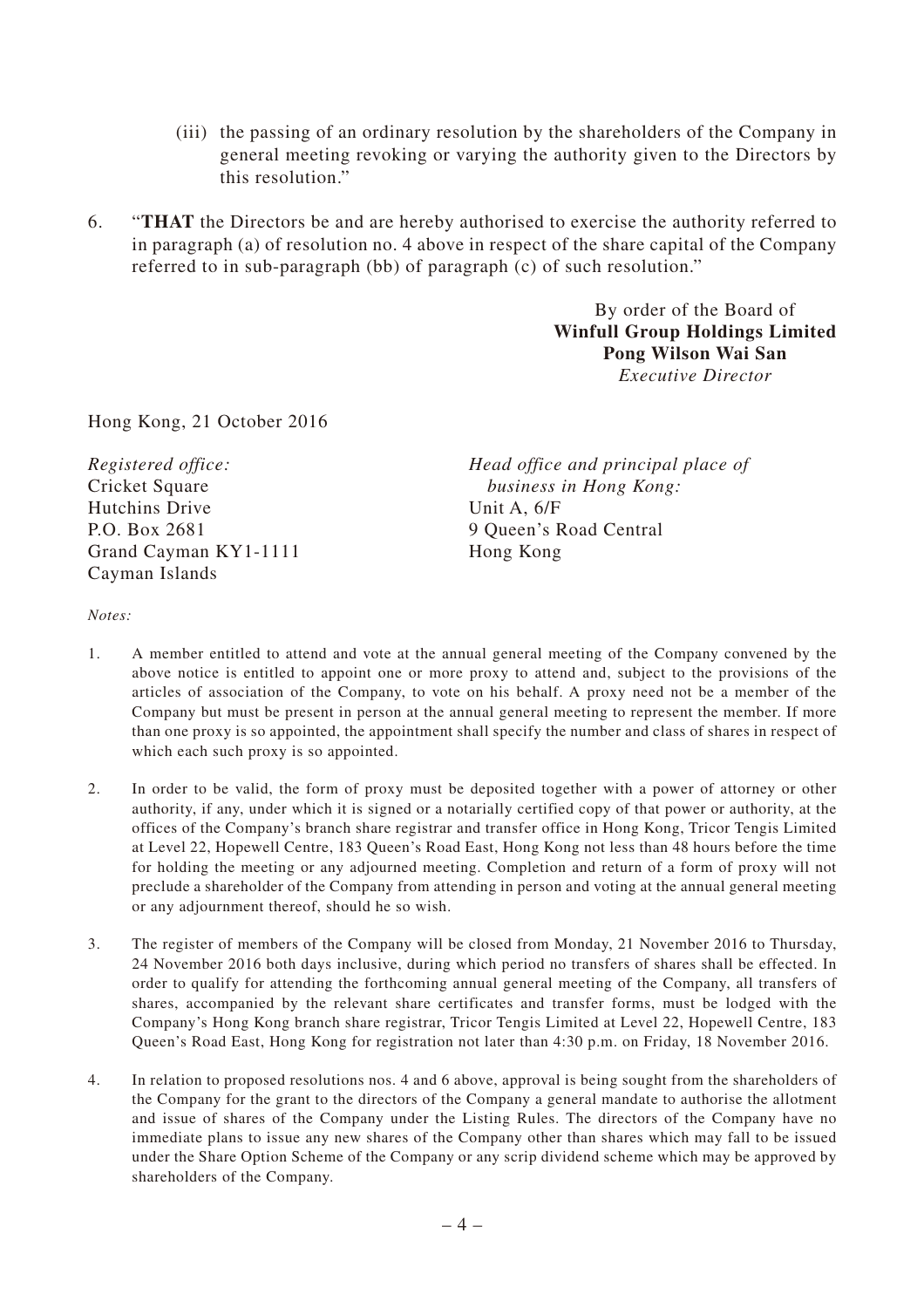(iii) the passing of an ordinary resolution by the shareholders of the Company in general meeting revoking or varying the authority given to the Directors by this resolution."

6. "**THAT** the Directors be and are hereby authorised to exercise the authority referred to in paragraph (a) of resolution no. 4 above in respect of the share capital of the Company referred to in sub-paragraph (bb) of paragraph (c) of such resolution."

By order of the Board of
**Winfull Group Holdings Limited**
**Pong Wilson Wai San**
*Executive Director*

Hong Kong, 21 October 2016

*Registered office:*
Cricket Square
Hutchins Drive
P.O. Box 2681
Grand Cayman KY1-1111
Cayman Islands

*Head office and principal place of business in Hong Kong:*
Unit A, 6/F
9 Queen's Road Central
Hong Kong

*Notes:*

1. A member entitled to attend and vote at the annual general meeting of the Company convened by the above notice is entitled to appoint one or more proxy to attend and, subject to the provisions of the articles of association of the Company, to vote on his behalf. A proxy need not be a member of the Company but must be present in person at the annual general meeting to represent the member. If more than one proxy is so appointed, the appointment shall specify the number and class of shares in respect of which each such proxy is so appointed.

2. In order to be valid, the form of proxy must be deposited together with a power of attorney or other authority, if any, under which it is signed or a notarially certified copy of that power or authority, at the offices of the Company's branch share registrar and transfer office in Hong Kong, Tricor Tengis Limited at Level 22, Hopewell Centre, 183 Queen's Road East, Hong Kong not less than 48 hours before the time for holding the meeting or any adjourned meeting. Completion and return of a form of proxy will not preclude a shareholder of the Company from attending in person and voting at the annual general meeting or any adjournment thereof, should he so wish.

3. The register of members of the Company will be closed from Monday, 21 November 2016 to Thursday, 24 November 2016 both days inclusive, during which period no transfers of shares shall be effected. In order to qualify for attending the forthcoming annual general meeting of the Company, all transfers of shares, accompanied by the relevant share certificates and transfer forms, must be lodged with the Company's Hong Kong branch share registrar, Tricor Tengis Limited at Level 22, Hopewell Centre, 183 Queen's Road East, Hong Kong for registration not later than 4:30 p.m. on Friday, 18 November 2016.

4. In relation to proposed resolutions nos. 4 and 6 above, approval is being sought from the shareholders of the Company for the grant to the directors of the Company a general mandate to authorise the allotment and issue of shares of the Company under the Listing Rules. The directors of the Company have no immediate plans to issue any new shares of the Company other than shares which may fall to be issued under the Share Option Scheme of the Company or any scrip dividend scheme which may be approved by shareholders of the Company.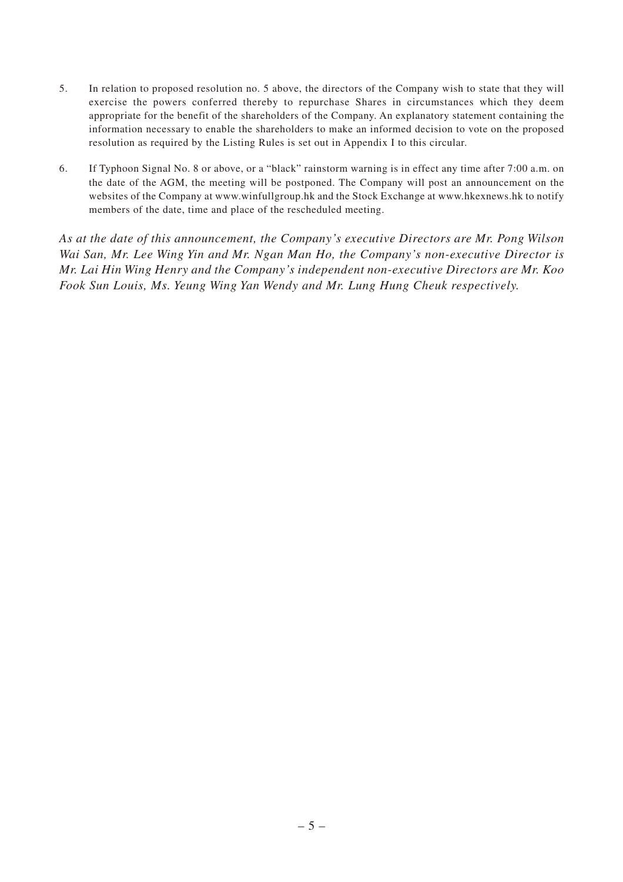5. In relation to proposed resolution no. 5 above, the directors of the Company wish to state that they will exercise the powers conferred thereby to repurchase Shares in circumstances which they deem appropriate for the benefit of the shareholders of the Company. An explanatory statement containing the information necessary to enable the shareholders to make an informed decision to vote on the proposed resolution as required by the Listing Rules is set out in Appendix I to this circular.

6. If Typhoon Signal No. 8 or above, or a "black" rainstorm warning is in effect any time after 7:00 a.m. on the date of the AGM, the meeting will be postponed. The Company will post an announcement on the websites of the Company at www.winfullgroup.hk and the Stock Exchange at www.hkexnews.hk to notify members of the date, time and place of the rescheduled meeting.

*As at the date of this announcement, the Company's executive Directors are Mr. Pong Wilson Wai San, Mr. Lee Wing Yin and Mr. Ngan Man Ho, the Company's non-executive Director is Mr. Lai Hin Wing Henry and the Company's independent non-executive Directors are Mr. Koo Fook Sun Louis, Ms. Yeung Wing Yan Wendy and Mr. Lung Hung Cheuk respectively.*